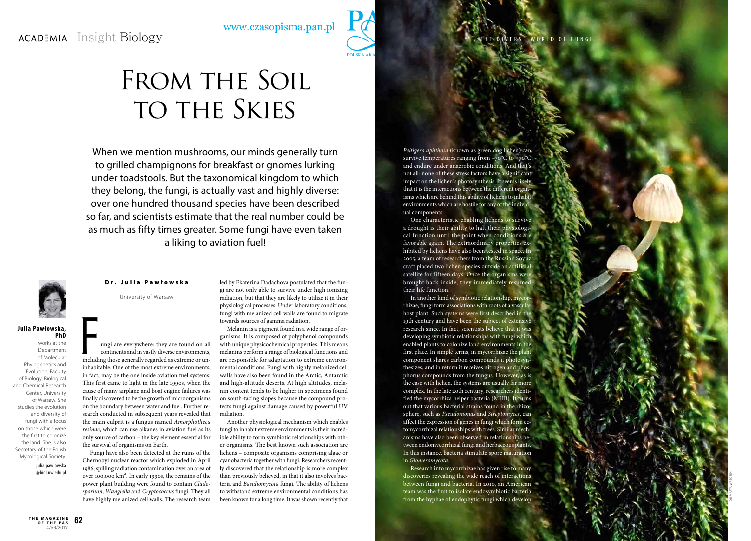# From the Soil to the Skies

When we mention mushrooms, our minds generally turn to grilled champignons for breakfast or gnomes lurking under toadstools. But the taxonomical kingdom to which they belong, the fungi, is actually vast and highly diverse: over one hundred thousand species have been described so far, and scientists estimate that the real number could be as much as fifty times greater. Some fungi have even taken a liking to aviation fuel!

**Dr. Julia Pawłowska**

University of Warsaw

**Julia Pawłowska, PhD** works at the Department of Molecular Phylogenetics and Evolution, Faculty of Biology, Biological and Chemical Research Center, University of Warsaw. She studies the evolution and diversity of fungi with a focus on those which were the first to colonize the land. She is also Secretary of the Polish Mycological Society.

julia.pawlowska@biol.uw.edu.pl

Fungi are everywhere: they are found on all continents and in vastly diverse environments, including those generally regarded as extreme or uninhabitable. One of the most extreme environments, in fact, may be the one inside aviation fuel systems. This first came to light in the late 1990s, when the cause of many airplane and boat engine failures was finally discovered to be the growth of microorganisms on the boundary between water and fuel. Further research conducted in subsequent years revealed that the main culprit is a fungus named *Amorphotheca resinae*, which can use alkanes in aviation fuel as its only source of carbon – the key element essential for the survival of organisms on Earth.

Fungi have also been detected at the ruins of the Chernobyl nuclear reactor which exploded in April 1986, spilling radiation contamination over an area of over 100,000 km$^2$. In early 1990s, the remains of the power plant building were found to contain *Cladosporium*, *Wangiella* and *Cryptococcus* fungi. They all have highly melanized cell walls. The research team led by Ekaterina Dadachova postulated that the fungi are not only able to survive under high ionizing radiation, but that they are likely to utilize it in their physiological processes. Under laboratory conditions, fungi with melanized cell walls are found to migrate towards sources of gamma radiation.

Melanin is a pigment found in a wide range of organisms. It is composed of polyphenol compounds with unique physicochemical properties. This means melanins perform a range of biological functions and are responsible for adaptation to extreme environmental conditions. Fungi with highly melanized cell walls have also been found in the Arctic, Antarctic and high-altitude deserts. At high altitudes, melanin content tends to be higher in specimens found on south-facing slopes because the compound protects fungi against damage caused by powerful UV radiation.

Another physiological mechanism which enables fungi to inhabit extreme environments is their incredible ability to form symbiotic relationships with other organisms. The best known such association are lichens – composite organisms comprising algae or cyanobacteria together with fungi. Researchers recently discovered that the relationship is more complex than previously believed, in that it also involves bacteria and *Basidiomycota* fungi. The ability of lichens to withstand extreme environmental conditions has been known for a long time. It was shown recently that *Peltigera aphthosa* (known as green dog lichen) can survive temperatures ranging from –70°C to +70°C and endure under anaerobic conditions. And that's not all: none of these stress factors have a significant impact on the lichen's photosynthesis. It seems likely that it is the interactions between the different organisms which are behind this ability of lichens to inhabit environments which are hostile for any of the individual components.

One characteristic enabling lichens to survive a drought is their ability to halt their physiological function until the point when conditions are favorable again. The extraordinary properties exhibited by lichens have also been tested in space. In 2005, a team of researchers from the Russian Soyuz craft placed two lichen species outside an artificial satellite for fifteen days. Once the organisms were brought back inside, they immediately resumed their life function.

In another kind of symbiotic relationship, mycorrhizae, fungi form associations with roots of a vascular host plant. Such systems were first described in the 19th century and have been the subject of extensive research since. In fact, scientists believe that it was developing symbiotic relationships with fungi which enabled plants to colonize land environments in the first place. In simple terms, in mycorrhizae the plant component shares carbon compounds it photosynthesizes, and in return it receives nitrogen and phosphorus compounds from the fungus. However, as is the case with lichen, the systems are usually far more complex. In the late 20th century, researchers identified the mycorrhiza helper bacteria (MHB). It turns out that various bacterial strains found in the rhizosphere, such as *Pseudomonas* and *Streptomyces*, can affect the expression of genes in fungi which form ectomycorrhizal relationships with trees. Similar mechanisms have also been observed in relationships between endomycorrhizal fungi and herbaceous plants. In this instance, bacteria stimulate spore maturation in *Glomeromycota*.

Research into mycorrhizae has given rise to many discoveries revealing the wide reach of interactions between fungi and bacteria. In 2010, an American team was the first to isolate endosymbiotic bacteria from the hyphae of endophytic fungi which develop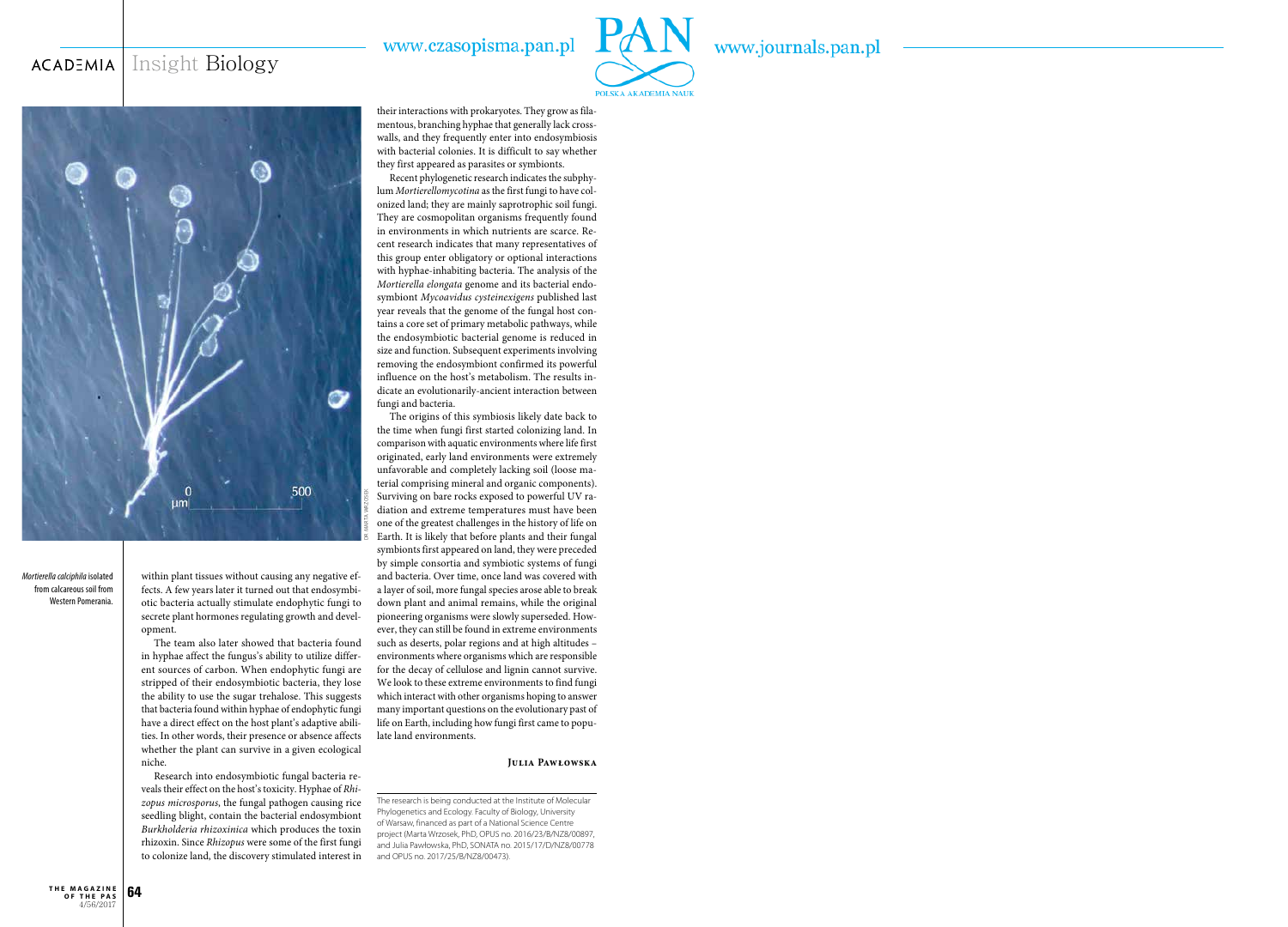*Mortierella calciphila* isolated from calcareous soil from Western Pomerania.

within plant tissues without causing any negative effects. A few years later it turned out that endosymbiotic bacteria actually stimulate endophytic fungi to secrete plant hormones regulating growth and development.

The team also later showed that bacteria found in hyphae affect the fungus's ability to utilize different sources of carbon. When endophytic fungi are stripped of their endosymbiotic bacteria, they lose the ability to use the sugar trehalose. This suggests that bacteria found within hyphae of endophytic fungi have a direct effect on the host plant's adaptive abilities. In other words, their presence or absence affects whether the plant can survive in a given ecological niche.

Research into endosymbiotic fungal bacteria reveals their effect on the host's toxicity. Hyphae of *Rhizopus microsporus*, the fungal pathogen causing rice seedling blight, contain the bacterial endosymbiont *Burkholderia rhizoxinica* which produces the toxin rhizoxin. Since *Rhizopus* were some of the first fungi to colonize land, the discovery stimulated interest in their interactions with prokaryotes. They grow as filamentous, branching hyphae that generally lack cross-walls, and they frequently enter into endosymbiosis with bacterial colonies. It is difficult to say whether they first appeared as parasites or symbionts.

Recent phylogenetic research indicates the subphylum *Mortierellomycotina* as the first fungi to have colonized land; they are mainly saprotrophic soil fungi. They are cosmopolitan organisms frequently found in environments in which nutrients are scarce. Recent research indicates that many representatives of this group enter obligatory or optional interactions with hyphae-inhabiting bacteria. The analysis of the *Mortierella elongata* genome and its bacterial endosymbiont *Mycoavidus cysteinexigens* published last year reveals that the genome of the fungal host contains a core set of primary metabolic pathways, while the endosymbiotic bacterial genome is reduced in size and function. Subsequent experiments involving removing the endosymbiont confirmed its powerful influence on the host's metabolism. The results indicate an evolutionarily-ancient interaction between fungi and bacteria.

The origins of this symbiosis likely date back to the time when fungi first started colonizing land. In comparison with aquatic environments where life first originated, early land environments were extremely unfavorable and completely lacking soil (loose material comprising mineral and organic components). Surviving on bare rocks exposed to powerful UV radiation and extreme temperatures must have been one of the greatest challenges in the history of life on Earth. It is likely that before plants and their fungal symbionts first appeared on land, they were preceded by simple consortia and symbiotic systems of fungi and bacteria. Over time, once land was covered with a layer of soil, more fungal species arose able to break down plant and animal remains, while the original pioneering organisms were slowly superseded. However, they can still be found in extreme environments such as deserts, polar regions and at high altitudes – environments where organisms which are responsible for the decay of cellulose and lignin cannot survive. We look to these extreme environments to find fungi which interact with other organisms hoping to answer many important questions on the evolutionary past of life on Earth, including how fungi first came to populate land environments.

**Julia Pawłowska**

The research is being conducted at the Institute of Molecular Phylogenetics and Ecology. Faculty of Biology, University of Warsaw, financed as part of a National Science Centre project (Marta Wrzosek, PhD, OPUS no. 2016/23/B/NZ8/00897, and Julia Pawłowska, PhD, SONATA no. 2015/17/D/NZ8/00778 and OPUS no. 2017/25/B/NZ8/00473).